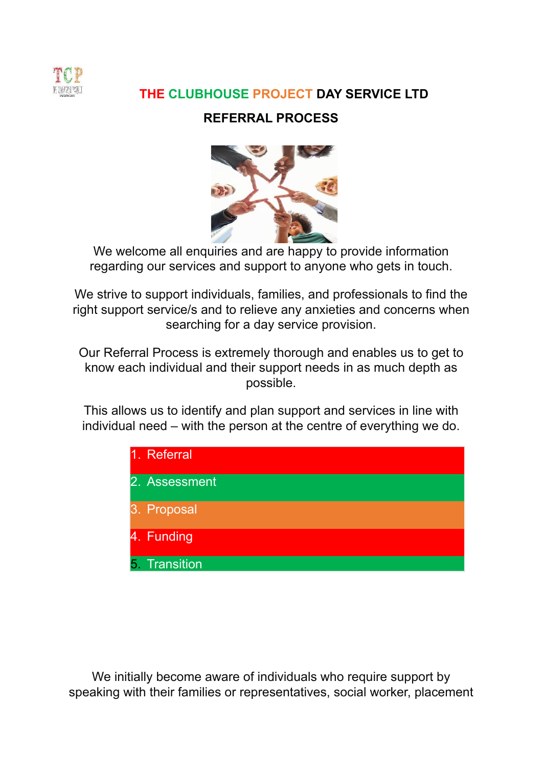# THE CLUBHOUSE PROJECT DAY SERVICE LTD

## REFERRAL PROCESS

We welcome all enquiries and are happy to provide information regarding our services and support to anyone who gets in touch.

We strive to support individuals, families, and professionals to find the right support service/s and to relieve any anxieties and concerns when searching for a day service provision.

Our Referral Process is extremely thorough and enables us to get to know each individual and their support needs in as much depth as possible.

This allows us to identify and plan support and services in line with individual need – with the person at the centre of everything we do.

1. Referral
2. Assessment
3. Proposal
4. Funding
5. Transition

We initially become aware of individuals who require support by speaking with their families or representatives, social worker, placement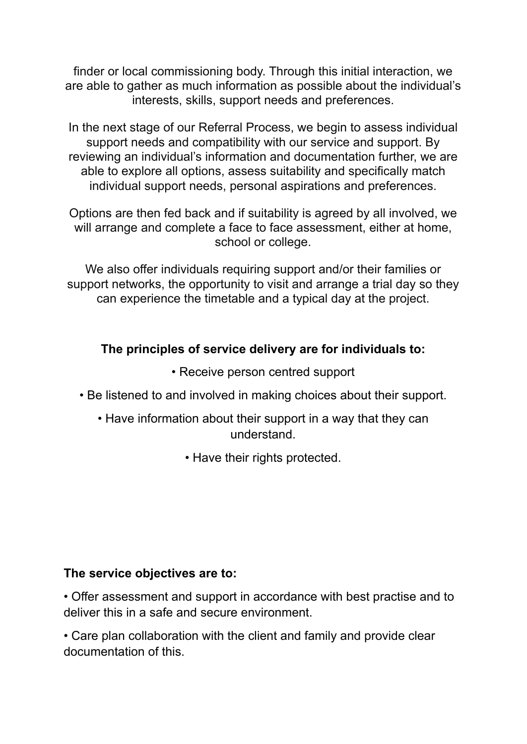finder or local commissioning body. Through this initial interaction, we are able to gather as much information as possible about the individual's interests, skills, support needs and preferences.

In the next stage of our Referral Process, we begin to assess individual support needs and compatibility with our service and support. By reviewing an individual's information and documentation further, we are able to explore all options, assess suitability and specifically match individual support needs, personal aspirations and preferences.

Options are then fed back and if suitability is agreed by all involved, we will arrange and complete a face to face assessment, either at home, school or college.

We also offer individuals requiring support and/or their families or support networks, the opportunity to visit and arrange a trial day so they can experience the timetable and a typical day at the project.

**The principles of service delivery are for individuals to:**

- Receive person centred support
- Be listened to and involved in making choices about their support.
- Have information about their support in a way that they can understand.
- Have their rights protected.

**The service objectives are to:**

- Offer assessment and support in accordance with best practise and to deliver this in a safe and secure environment.
- Care plan collaboration with the client and family and provide clear documentation of this.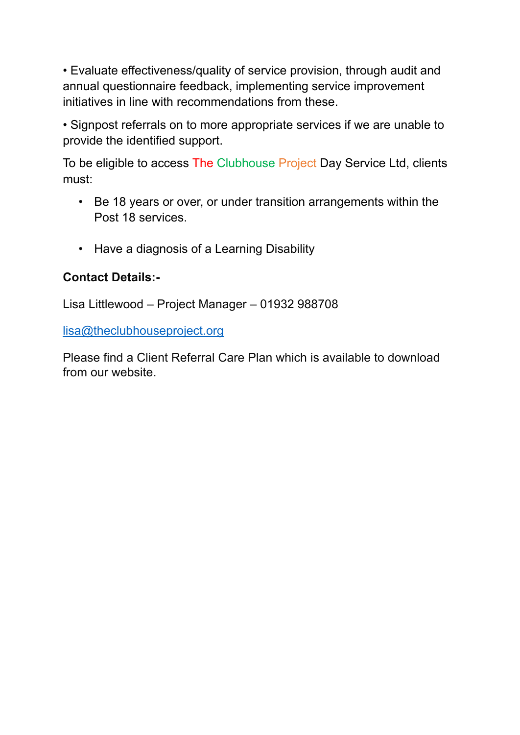- Evaluate effectiveness/quality of service provision, through audit and annual questionnaire feedback, implementing service improvement initiatives in line with recommendations from these.

- Signpost referrals on to more appropriate services if we are unable to provide the identified support.

To be eligible to access The Clubhouse Project Day Service Ltd, clients must:

- Be 18 years or over, or under transition arrangements within the Post 18 services.

- Have a diagnosis of a Learning Disability

**Contact Details:-**

Lisa Littlewood – Project Manager – 01932 988708

lisa@theclubhouseproject.org

Please find a Client Referral Care Plan which is available to download from our website.